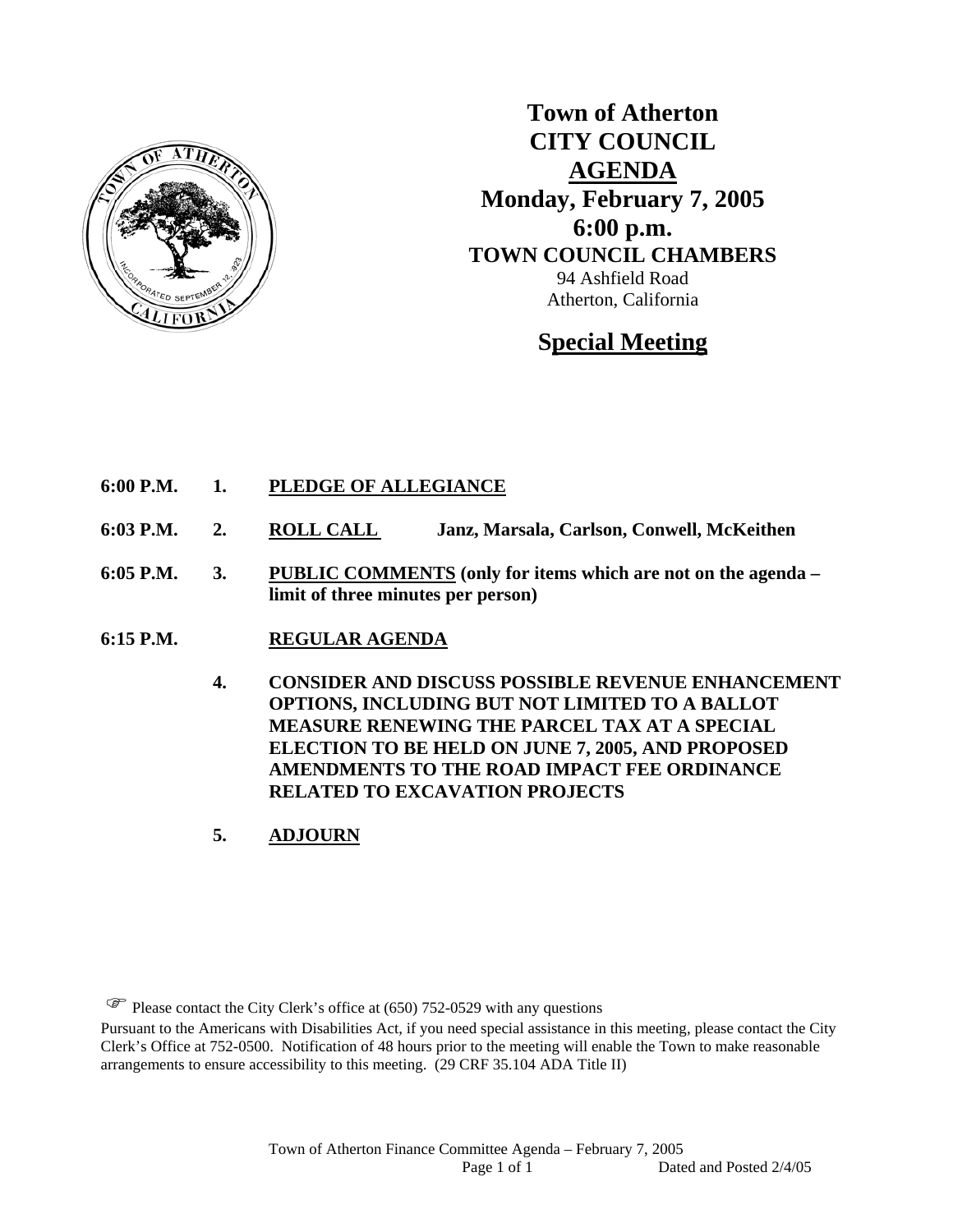# Town of Atherton
# CITY COUNCIL
# AGENDA
# Monday, February 7, 2005
# 6:00 p.m.
## TOWN COUNCIL CHAMBERS

94 Ashfield Road
Atherton, California

## Special Meeting

**6:00 P.M. 1. PLEDGE OF ALLEGIANCE**

**6:03 P.M. 2. ROLL CALL Janz, Marsala, Carlson, Conwell, McKeithen**

**6:05 P.M. 3. PUBLIC COMMENTS (only for items which are not on the agenda – limit of three minutes per person)**

**6:15 P.M. REGULAR AGENDA**

**4. CONSIDER AND DISCUSS POSSIBLE REVENUE ENHANCEMENT OPTIONS, INCLUDING BUT NOT LIMITED TO A BALLOT MEASURE RENEWING THE PARCEL TAX AT A SPECIAL ELECTION TO BE HELD ON JUNE 7, 2005, AND PROPOSED AMENDMENTS TO THE ROAD IMPACT FEE ORDINANCE RELATED TO EXCAVATION PROJECTS**

**5. ADJOURN**

☞ Please contact the City Clerk's office at (650) 752-0529 with any questions

Pursuant to the Americans with Disabilities Act, if you need special assistance in this meeting, please contact the City Clerk's Office at 752-0500. Notification of 48 hours prior to the meeting will enable the Town to make reasonable arrangements to ensure accessibility to this meeting. (29 CRF 35.104 ADA Title II)

Town of Atherton Finance Committee Agenda – February 7, 2005
Dated and Posted 2/4/05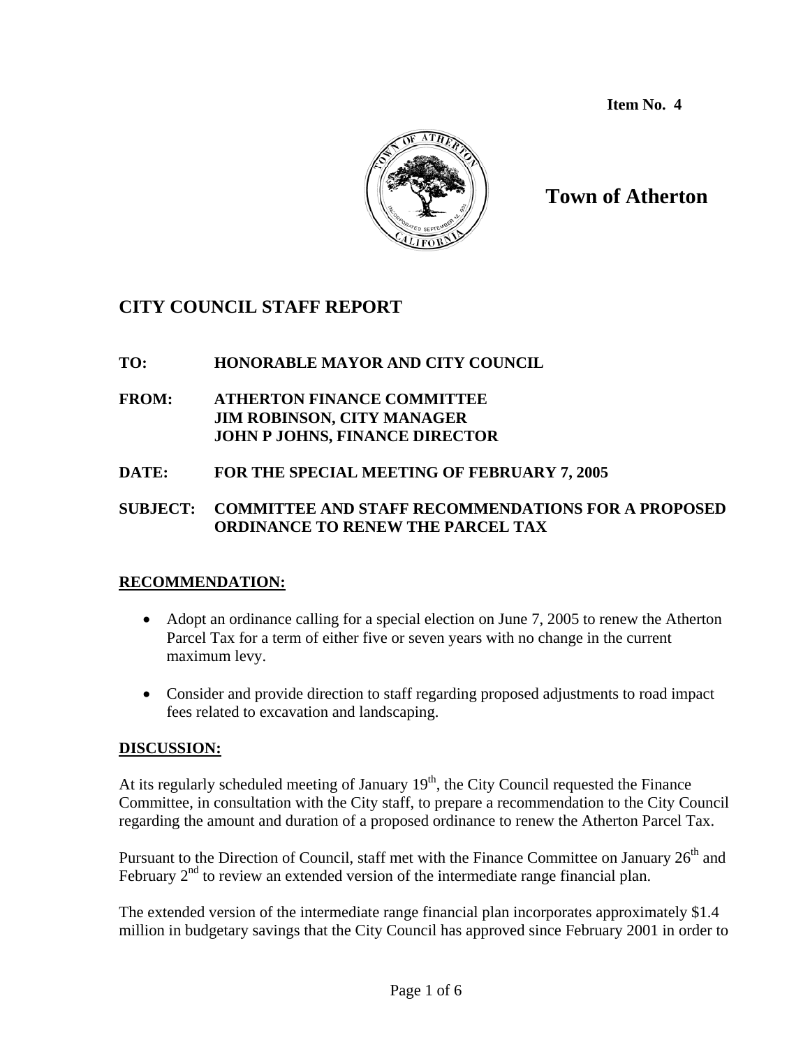**Item No. 4**

# Town of Atherton

## CITY COUNCIL STAFF REPORT

**TO:** HONORABLE MAYOR AND CITY COUNCIL

**FROM:** ATHERTON FINANCE COMMITTEE
JIM ROBINSON, CITY MANAGER
JOHN P JOHNS, FINANCE DIRECTOR

**DATE:** FOR THE SPECIAL MEETING OF FEBRUARY 7, 2005

**SUBJECT:** COMMITTEE AND STAFF RECOMMENDATIONS FOR A PROPOSED ORDINANCE TO RENEW THE PARCEL TAX

### RECOMMENDATION:

- Adopt an ordinance calling for a special election on June 7, 2005 to renew the Atherton Parcel Tax for a term of either five or seven years with no change in the current maximum levy.
- Consider and provide direction to staff regarding proposed adjustments to road impact fees related to excavation and landscaping.

### DISCUSSION:

At its regularly scheduled meeting of January 19th, the City Council requested the Finance Committee, in consultation with the City staff, to prepare a recommendation to the City Council regarding the amount and duration of a proposed ordinance to renew the Atherton Parcel Tax.

Pursuant to the Direction of Council, staff met with the Finance Committee on January 26th and February 2nd to review an extended version of the intermediate range financial plan.

The extended version of the intermediate range financial plan incorporates approximately $1.4 million in budgetary savings that the City Council has approved since February 2001 in order to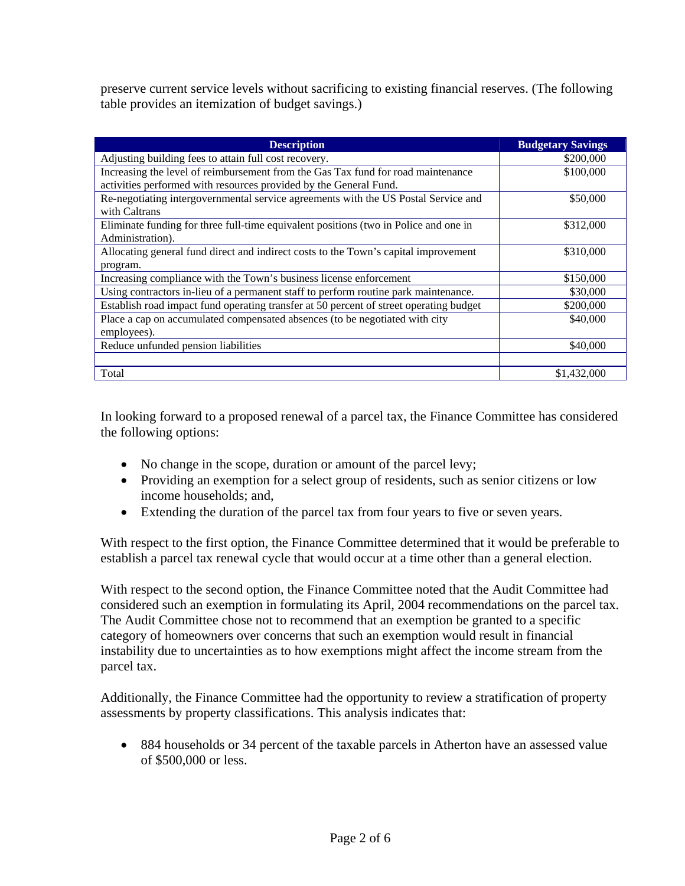preserve current service levels without sacrificing to existing financial reserves. (The following table provides an itemization of budget savings.)

| Description | Budgetary Savings |
|---|---|
| Adjusting building fees to attain full cost recovery. | $200,000 |
| Increasing the level of reimbursement from the Gas Tax fund for road maintenance activities performed with resources provided by the General Fund. | $100,000 |
| Re-negotiating intergovernmental service agreements with the US Postal Service and with Caltrans | $50,000 |
| Eliminate funding for three full-time equivalent positions (two in Police and one in Administration). | $312,000 |
| Allocating general fund direct and indirect costs to the Town's capital improvement program. | $310,000 |
| Increasing compliance with the Town's business license enforcement | $150,000 |
| Using contractors in-lieu of a permanent staff to perform routine park maintenance. | $30,000 |
| Establish road impact fund operating transfer at 50 percent of street operating budget | $200,000 |
| Place a cap on accumulated compensated absences (to be negotiated with city employees). | $40,000 |
| Reduce unfunded pension liabilities | $40,000 |
| | |
| Total | $1,432,000 |

In looking forward to a proposed renewal of a parcel tax, the Finance Committee has considered the following options:

- No change in the scope, duration or amount of the parcel levy;
- Providing an exemption for a select group of residents, such as senior citizens or low income households; and,
- Extending the duration of the parcel tax from four years to five or seven years.

With respect to the first option, the Finance Committee determined that it would be preferable to establish a parcel tax renewal cycle that would occur at a time other than a general election.

With respect to the second option, the Finance Committee noted that the Audit Committee had considered such an exemption in formulating its April, 2004 recommendations on the parcel tax. The Audit Committee chose not to recommend that an exemption be granted to a specific category of homeowners over concerns that such an exemption would result in financial instability due to uncertainties as to how exemptions might affect the income stream from the parcel tax.

Additionally, the Finance Committee had the opportunity to review a stratification of property assessments by property classifications. This analysis indicates that:

- 884 households or 34 percent of the taxable parcels in Atherton have an assessed value of $500,000 or less.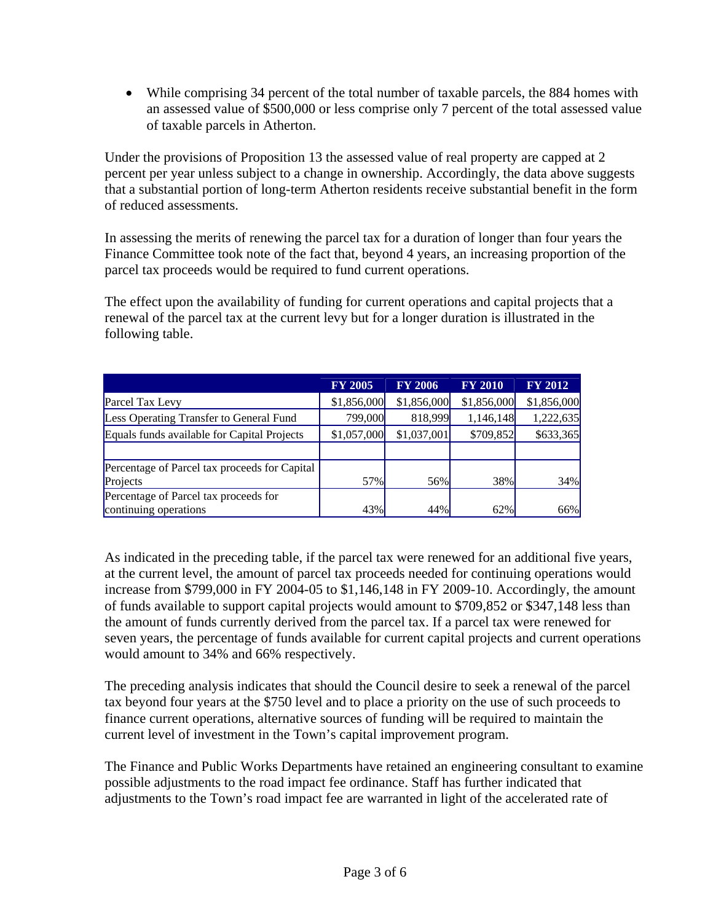- While comprising 34 percent of the total number of taxable parcels, the 884 homes with an assessed value of $500,000 or less comprise only 7 percent of the total assessed value of taxable parcels in Atherton.

Under the provisions of Proposition 13 the assessed value of real property are capped at 2 percent per year unless subject to a change in ownership. Accordingly, the data above suggests that a substantial portion of long-term Atherton residents receive substantial benefit in the form of reduced assessments.

In assessing the merits of renewing the parcel tax for a duration of longer than four years the Finance Committee took note of the fact that, beyond 4 years, an increasing proportion of the parcel tax proceeds would be required to fund current operations.

The effect upon the availability of funding for current operations and capital projects that a renewal of the parcel tax at the current levy but for a longer duration is illustrated in the following table.

| | FY 2005 | FY 2006 | FY 2010 | FY 2012 |
|---|---|---|---|---|
| Parcel Tax Levy | $1,856,000 | $1,856,000 | $1,856,000 | $1,856,000 |
| Less Operating Transfer to General Fund | 799,000 | 818,999 | 1,146,148 | 1,222,635 |
| Equals funds available for Capital Projects | $1,057,000 | $1,037,001 | $709,852 | $633,365 |
| | | | | |
| Percentage of Parcel tax proceeds for Capital Projects | 57% | 56% | 38% | 34% |
| Percentage of Parcel tax proceeds for continuing operations | 43% | 44% | 62% | 66% |

As indicated in the preceding table, if the parcel tax were renewed for an additional five years, at the current level, the amount of parcel tax proceeds needed for continuing operations would increase from $799,000 in FY 2004-05 to $1,146,148 in FY 2009-10. Accordingly, the amount of funds available to support capital projects would amount to $709,852 or $347,148 less than the amount of funds currently derived from the parcel tax. If a parcel tax were renewed for seven years, the percentage of funds available for current capital projects and current operations would amount to 34% and 66% respectively.

The preceding analysis indicates that should the Council desire to seek a renewal of the parcel tax beyond four years at the $750 level and to place a priority on the use of such proceeds to finance current operations, alternative sources of funding will be required to maintain the current level of investment in the Town's capital improvement program.

The Finance and Public Works Departments have retained an engineering consultant to examine possible adjustments to the road impact fee ordinance. Staff has further indicated that adjustments to the Town's road impact fee are warranted in light of the accelerated rate of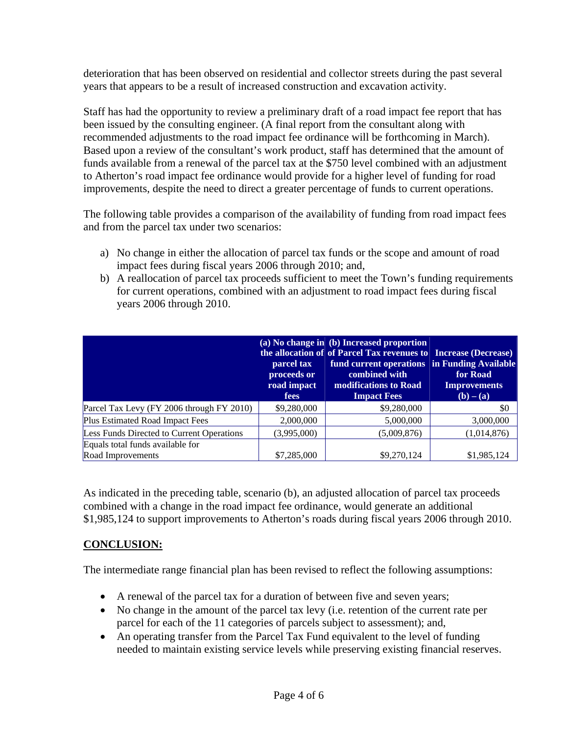deterioration that has been observed on residential and collector streets during the past several years that appears to be a result of increased construction and excavation activity.

Staff has had the opportunity to review a preliminary draft of a road impact fee report that has been issued by the consulting engineer. (A final report from the consultant along with recommended adjustments to the road impact fee ordinance will be forthcoming in March). Based upon a review of the consultant's work product, staff has determined that the amount of funds available from a renewal of the parcel tax at the $750 level combined with an adjustment to Atherton's road impact fee ordinance would provide for a higher level of funding for road improvements, despite the need to direct a greater percentage of funds to current operations.

The following table provides a comparison of the availability of funding from road impact fees and from the parcel tax under two scenarios:

a) No change in either the allocation of parcel tax funds or the scope and amount of road impact fees during fiscal years 2006 through 2010; and,
b) A reallocation of parcel tax proceeds sufficient to meet the Town's funding requirements for current operations, combined with an adjustment to road impact fees during fiscal years 2006 through 2010.

| | (a) No change in the allocation of parcel tax proceeds or road impact fees | (b) Increased proportion of Parcel Tax revenues to fund current operations combined with modifications to Road Impact Fees | Increase (Decrease) in Funding Available for Road Improvements (b) – (a) |
|---|---|---|---|
| Parcel Tax Levy (FY 2006 through FY 2010) | $9,280,000 | $9,280,000 | $0 |
| Plus Estimated Road Impact Fees | 2,000,000 | 5,000,000 | 3,000,000 |
| Less Funds Directed to Current Operations | (3,995,000) | (5,009,876) | (1,014,876) |
| Equals total funds available for Road Improvements | $7,285,000 | $9,270,124 | $1,985,124 |

As indicated in the preceding table, scenario (b), an adjusted allocation of parcel tax proceeds combined with a change in the road impact fee ordinance, would generate an additional $1,985,124 to support improvements to Atherton's roads during fiscal years 2006 through 2010.

## CONCLUSION:

The intermediate range financial plan has been revised to reflect the following assumptions:

- A renewal of the parcel tax for a duration of between five and seven years;
- No change in the amount of the parcel tax levy (i.e. retention of the current rate per parcel for each of the 11 categories of parcels subject to assessment); and,
- An operating transfer from the Parcel Tax Fund equivalent to the level of funding needed to maintain existing service levels while preserving existing financial reserves.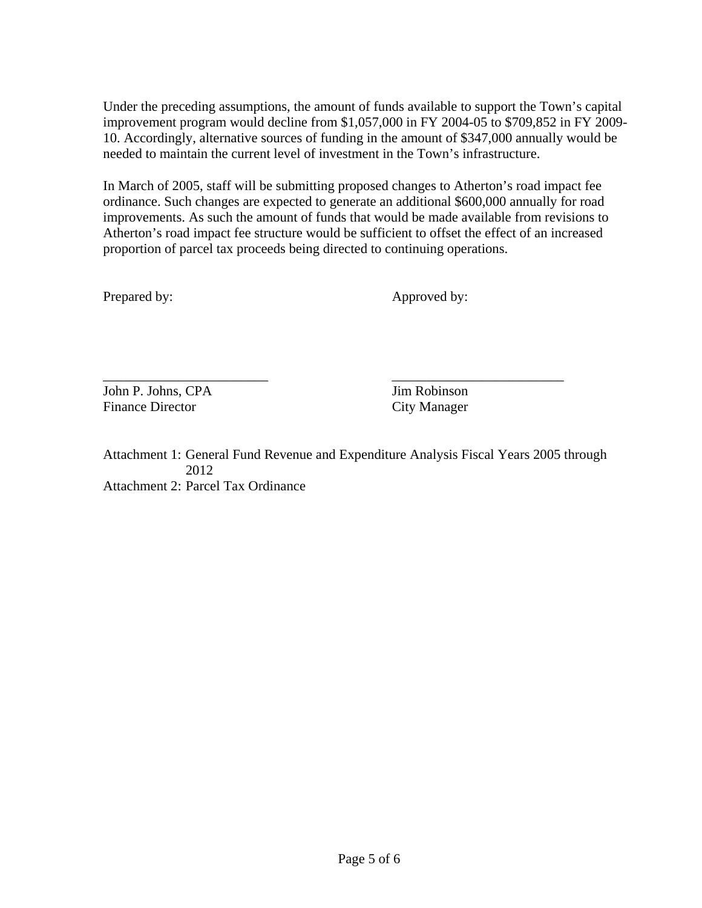Under the preceding assumptions, the amount of funds available to support the Town's capital improvement program would decline from $1,057,000 in FY 2004-05 to $709,852 in FY 2009-10. Accordingly, alternative sources of funding in the amount of $347,000 annually would be needed to maintain the current level of investment in the Town's infrastructure.

In March of 2005, staff will be submitting proposed changes to Atherton's road impact fee ordinance. Such changes are expected to generate an additional $600,000 annually for road improvements. As such the amount of funds that would be made available from revisions to Atherton's road impact fee structure would be sufficient to offset the effect of an increased proportion of parcel tax proceeds being directed to continuing operations.

| Prepared by: | Approved by: |
|---|---|
| ________________________ | ________________________ |
| John P. Johns, CPA | Jim Robinson |
| Finance Director | City Manager |

Attachment 1: General Fund Revenue and Expenditure Analysis Fiscal Years 2005 through 2012
Attachment 2: Parcel Tax Ordinance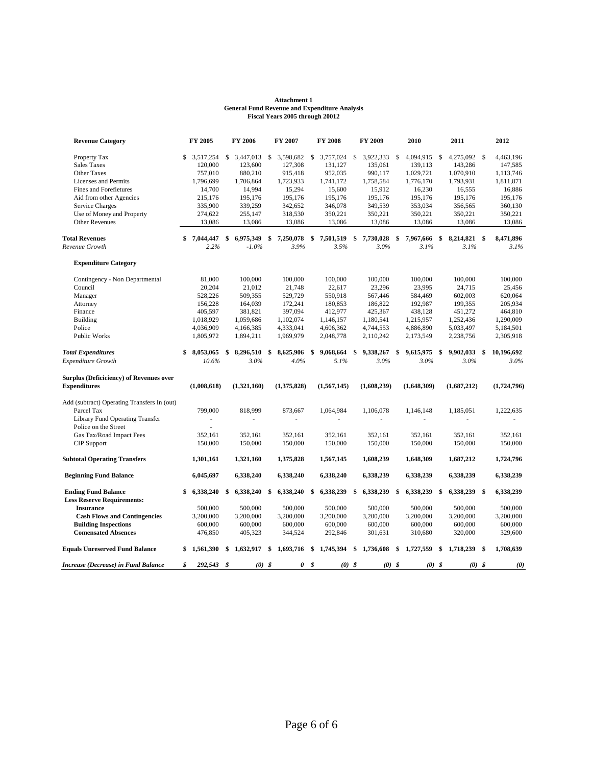**Attachment 1**
**General Fund Revenue and Expenditure Analysis**
**Fiscal Years 2005 through 20012**

| **Revenue Category** | **FY 2005** | **FY 2006** | **FY 2007** | **FY 2008** | **FY 2009** | **2010** | **2011** | **2012** |
|---|---|---|---|---|---|---|---|---|
| Property Tax | $ 3,517,254 | $ 3,447,013 | $ 3,598,682 | $ 3,757,024 | $ 3,922,333 | $ 4,094,915 | $ 4,275,092 | $ 4,463,196 |
| Sales Taxes | 120,000 | 123,600 | 127,308 | 131,127 | 135,061 | 139,113 | 143,286 | 147,585 |
| Other Taxes | 757,010 | 880,210 | 915,418 | 952,035 | 990,117 | 1,029,721 | 1,070,910 | 1,113,746 |
| Licenses and Permits | 1,796,699 | 1,706,864 | 1,723,933 | 1,741,172 | 1,758,584 | 1,776,170 | 1,793,931 | 1,811,871 |
| Fines and Forefietures | 14,700 | 14,994 | 15,294 | 15,600 | 15,912 | 16,230 | 16,555 | 16,886 |
| Aid from other Agencies | 215,176 | 195,176 | 195,176 | 195,176 | 195,176 | 195,176 | 195,176 | 195,176 |
| Service Charges | 335,900 | 339,259 | 342,652 | 346,078 | 349,539 | 353,034 | 356,565 | 360,130 |
| Use of Money and Property | 274,622 | 255,147 | 318,530 | 350,221 | 350,221 | 350,221 | 350,221 | 350,221 |
| Other Revenues | 13,086 | 13,086 | 13,086 | 13,086 | 13,086 | 13,086 | 13,086 | 13,086 |
| **Total Revenues** | **$ 7,044,447** | **$ 6,975,349** | **$ 7,250,078** | **$ 7,501,519** | **$ 7,730,028** | **$ 7,967,666** | **$ 8,214,821** | **$ 8,471,896** |
| *Revenue Growth* | *2.2%* | *-1.0%* | *3.9%* | *3.5%* | *3.0%* | *3.1%* | *3.1%* | *3.1%* |
| **Expenditure Category** | | | | | | | | |
| Contingency - Non Departmental | 81,000 | 100,000 | 100,000 | 100,000 | 100,000 | 100,000 | 100,000 | 100,000 |
| Council | 20,204 | 21,012 | 21,748 | 22,617 | 23,296 | 23,995 | 24,715 | 25,456 |
| Manager | 528,226 | 509,355 | 529,729 | 550,918 | 567,446 | 584,469 | 602,003 | 620,064 |
| Attorney | 156,228 | 164,039 | 172,241 | 180,853 | 186,822 | 192,987 | 199,355 | 205,934 |
| Finance | 405,597 | 381,821 | 397,094 | 412,977 | 425,367 | 438,128 | 451,272 | 464,810 |
| Building | 1,018,929 | 1,059,686 | 1,102,074 | 1,146,157 | 1,180,541 | 1,215,957 | 1,252,436 | 1,290,009 |
| Police | 4,036,909 | 4,166,385 | 4,333,041 | 4,606,362 | 4,744,553 | 4,886,890 | 5,033,497 | 5,184,501 |
| Public Works | 1,805,972 | 1,894,211 | 1,969,979 | 2,048,778 | 2,110,242 | 2,173,549 | 2,238,756 | 2,305,918 |
| ***Total Expenditures*** | **$ 8,053,065** | **$ 8,296,510** | **$ 8,625,906** | **$ 9,068,664** | **$ 9,338,267** | **$ 9,615,975** | **$ 9,902,033** | **$ 10,196,692** |
| *Expenditure Growth* | *10.6%* | *3.0%* | *4.0%* | *5.1%* | *3.0%* | *3.0%* | *3.0%* | *3.0%* |
| **Surplus (Deficiciency) of Revenues over Expenditures** | **(1,008,618)** | **(1,321,160)** | **(1,375,828)** | **(1,567,145)** | **(1,608,239)** | **(1,648,309)** | **(1,687,212)** | **(1,724,796)** |
| Add (subtract) Operating Transfers In (out) | | | | | | | | |
| Parcel Tax | 799,000 | 818,999 | 873,667 | 1,064,984 | 1,106,078 | 1,146,148 | 1,185,051 | 1,222,635 |
| Library Fund Operating Transfer | - | - | - | - | - | - | - | - |
| Police on the Street | - | | | | | | | |
| Gas Tax/Road Impact Fees | 352,161 | 352,161 | 352,161 | 352,161 | 352,161 | 352,161 | 352,161 | 352,161 |
| CIP Support | 150,000 | 150,000 | 150,000 | 150,000 | 150,000 | 150,000 | 150,000 | 150,000 |
| **Subtotal Operating Transfers** | **1,301,161** | **1,321,160** | **1,375,828** | **1,567,145** | **1,608,239** | **1,648,309** | **1,687,212** | **1,724,796** |
| **Beginning Fund Balance** | **6,045,697** | **6,338,240** | **6,338,240** | **6,338,240** | **6,338,239** | **6,338,239** | **6,338,239** | **6,338,239** |
| **Ending Fund Balance** | **$ 6,338,240** | **$ 6,338,240** | **$ 6,338,240** | **$ 6,338,239** | **$ 6,338,239** | **$ 6,338,239** | **$ 6,338,239** | **$ 6,338,239** |
| **Less Reserve Requirements:** | | | | | | | | |
| **Insurance** | 500,000 | 500,000 | 500,000 | 500,000 | 500,000 | 500,000 | 500,000 | 500,000 |
| **Cash Flows and Contingencies** | 3,200,000 | 3,200,000 | 3,200,000 | 3,200,000 | 3,200,000 | 3,200,000 | 3,200,000 | 3,200,000 |
| **Building Inspections** | 600,000 | 600,000 | 600,000 | 600,000 | 600,000 | 600,000 | 600,000 | 600,000 |
| **Comensated Absences** | 476,850 | 405,323 | 344,524 | 292,846 | 301,631 | 310,680 | 320,000 | 329,600 |
| **Equals Unreserved Fund Balance** | **$ 1,561,390** | **$ 1,632,917** | **$ 1,693,716** | **$ 1,745,394** | **$ 1,736,608** | **$ 1,727,559** | **$ 1,718,239** | **$ 1,708,639** |
| ***Increase (Decrease) in Fund Balance*** | ***$ 292,543*** | ***$ (0)*** | ***$ 0*** | ***$ (0)*** | ***$ (0)*** | ***$ (0)*** | ***$ (0)*** | ***$ (0)*** |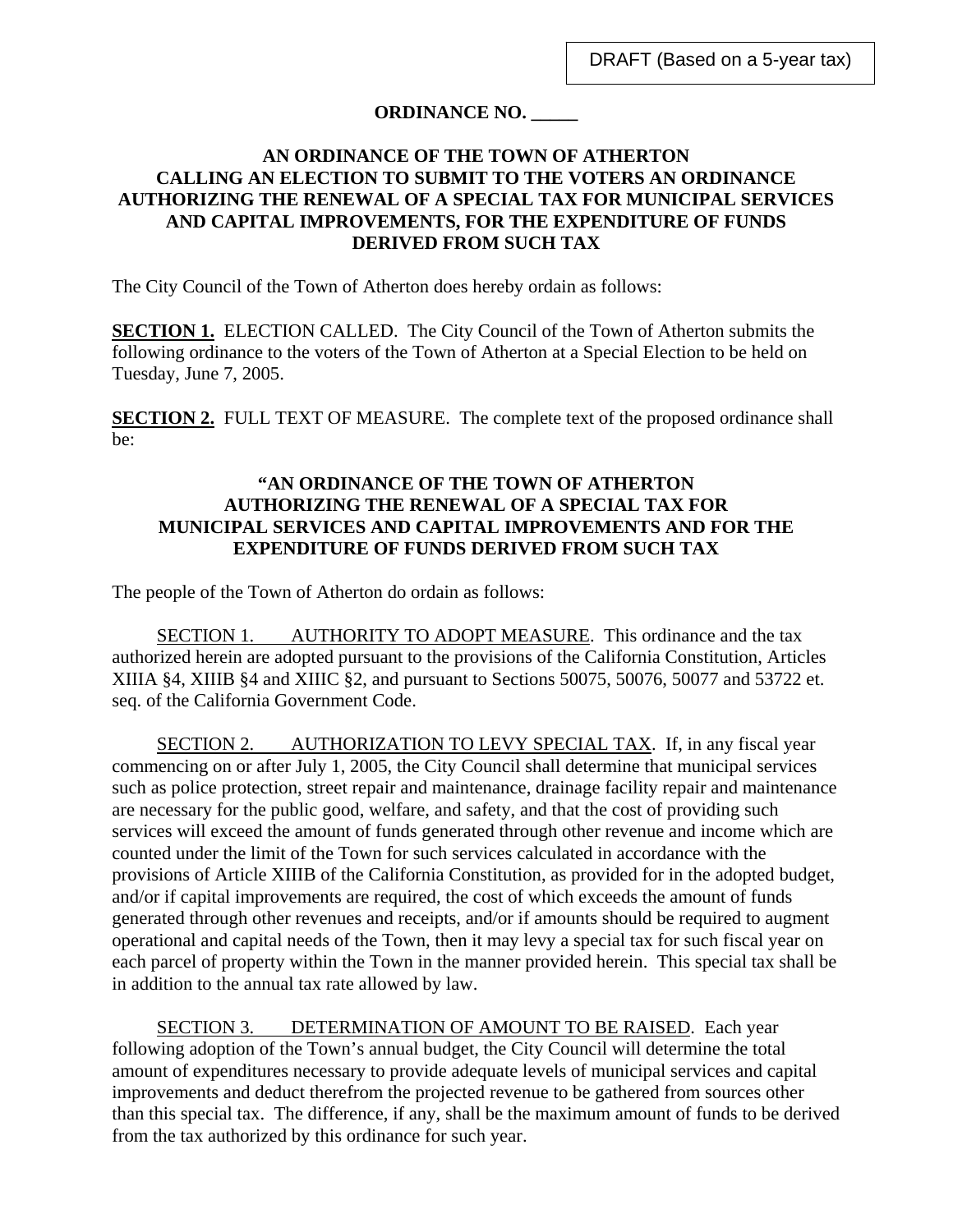DRAFT (Based on a 5-year tax)

**ORDINANCE NO. _____**

**AN ORDINANCE OF THE TOWN OF ATHERTON CALLING AN ELECTION TO SUBMIT TO THE VOTERS AN ORDINANCE AUTHORIZING THE RENEWAL OF A SPECIAL TAX FOR MUNICIPAL SERVICES AND CAPITAL IMPROVEMENTS, FOR THE EXPENDITURE OF FUNDS DERIVED FROM SUCH TAX**

The City Council of the Town of Atherton does hereby ordain as follows:

**SECTION 1.** ELECTION CALLED. The City Council of the Town of Atherton submits the following ordinance to the voters of the Town of Atherton at a Special Election to be held on Tuesday, June 7, 2005.

**SECTION 2.** FULL TEXT OF MEASURE. The complete text of the proposed ordinance shall be:

**"AN ORDINANCE OF THE TOWN OF ATHERTON AUTHORIZING THE RENEWAL OF A SPECIAL TAX FOR MUNICIPAL SERVICES AND CAPITAL IMPROVEMENTS AND FOR THE EXPENDITURE OF FUNDS DERIVED FROM SUCH TAX**

The people of the Town of Atherton do ordain as follows:

SECTION 1. AUTHORITY TO ADOPT MEASURE. This ordinance and the tax authorized herein are adopted pursuant to the provisions of the California Constitution, Articles XIIIA §4, XIIIB §4 and XIIIC §2, and pursuant to Sections 50075, 50076, 50077 and 53722 et. seq. of the California Government Code.

SECTION 2. AUTHORIZATION TO LEVY SPECIAL TAX. If, in any fiscal year commencing on or after July 1, 2005, the City Council shall determine that municipal services such as police protection, street repair and maintenance, drainage facility repair and maintenance are necessary for the public good, welfare, and safety, and that the cost of providing such services will exceed the amount of funds generated through other revenue and income which are counted under the limit of the Town for such services calculated in accordance with the provisions of Article XIIIB of the California Constitution, as provided for in the adopted budget, and/or if capital improvements are required, the cost of which exceeds the amount of funds generated through other revenues and receipts, and/or if amounts should be required to augment operational and capital needs of the Town, then it may levy a special tax for such fiscal year on each parcel of property within the Town in the manner provided herein. This special tax shall be in addition to the annual tax rate allowed by law.

SECTION 3. DETERMINATION OF AMOUNT TO BE RAISED. Each year following adoption of the Town's annual budget, the City Council will determine the total amount of expenditures necessary to provide adequate levels of municipal services and capital improvements and deduct therefrom the projected revenue to be gathered from sources other than this special tax. The difference, if any, shall be the maximum amount of funds to be derived from the tax authorized by this ordinance for such year.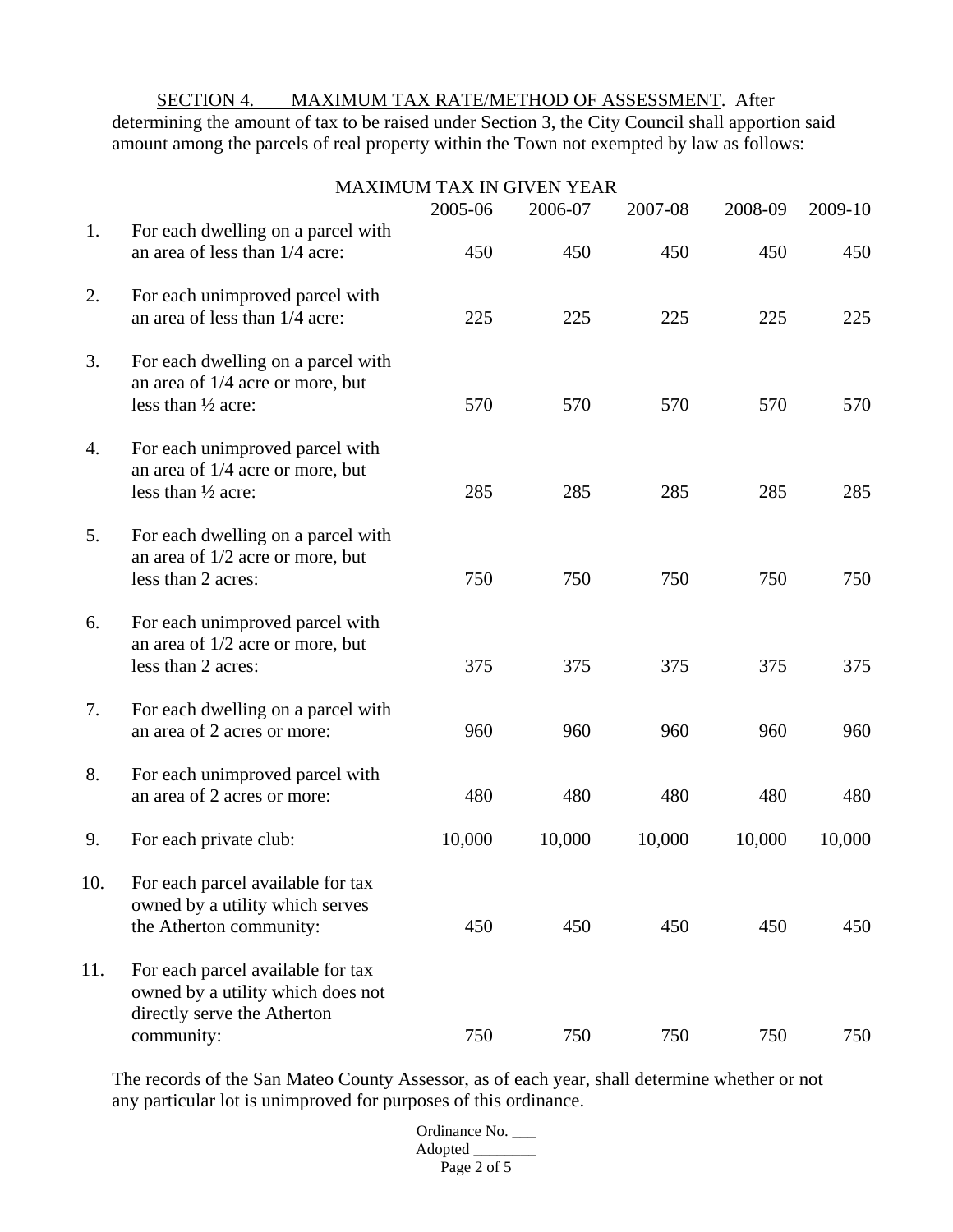SECTION 4. MAXIMUM TAX RATE/METHOD OF ASSESSMENT. After determining the amount of tax to be raised under Section 3, the City Council shall apportion said amount among the parcels of real property within the Town not exempted by law as follows:

| | | MAXIMUM TAX IN GIVEN YEAR | | | | |
|---|---|---|---|---|---|---|
| | | 2005-06 | 2006-07 | 2007-08 | 2008-09 | 2009-10 |
| 1. | For each dwelling on a parcel with an area of less than 1/4 acre: | 450 | 450 | 450 | 450 | 450 |
| 2. | For each unimproved parcel with an area of less than 1/4 acre: | 225 | 225 | 225 | 225 | 225 |
| 3. | For each dwelling on a parcel with an area of 1/4 acre or more, but less than ½ acre: | 570 | 570 | 570 | 570 | 570 |
| 4. | For each unimproved parcel with an area of 1/4 acre or more, but less than ½ acre: | 285 | 285 | 285 | 285 | 285 |
| 5. | For each dwelling on a parcel with an area of 1/2 acre or more, but less than 2 acres: | 750 | 750 | 750 | 750 | 750 |
| 6. | For each unimproved parcel with an area of 1/2 acre or more, but less than 2 acres: | 375 | 375 | 375 | 375 | 375 |
| 7. | For each dwelling on a parcel with an area of 2 acres or more: | 960 | 960 | 960 | 960 | 960 |
| 8. | For each unimproved parcel with an area of 2 acres or more: | 480 | 480 | 480 | 480 | 480 |
| 9. | For each private club: | 10,000 | 10,000 | 10,000 | 10,000 | 10,000 |
| 10. | For each parcel available for tax owned by a utility which serves the Atherton community: | 450 | 450 | 450 | 450 | 450 |
| 11. | For each parcel available for tax owned by a utility which does not directly serve the Atherton community: | 750 | 750 | 750 | 750 | 750 |

The records of the San Mateo County Assessor, as of each year, shall determine whether or not any particular lot is unimproved for purposes of this ordinance.

Ordinance No. ___
Adopted ________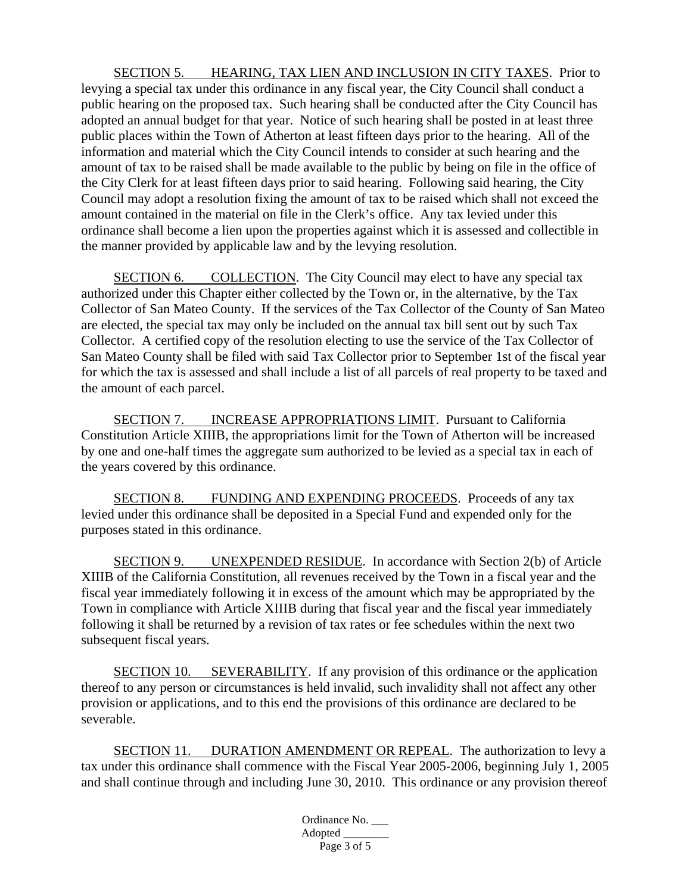SECTION 5. HEARING, TAX LIEN AND INCLUSION IN CITY TAXES. Prior to levying a special tax under this ordinance in any fiscal year, the City Council shall conduct a public hearing on the proposed tax. Such hearing shall be conducted after the City Council has adopted an annual budget for that year. Notice of such hearing shall be posted in at least three public places within the Town of Atherton at least fifteen days prior to the hearing. All of the information and material which the City Council intends to consider at such hearing and the amount of tax to be raised shall be made available to the public by being on file in the office of the City Clerk for at least fifteen days prior to said hearing. Following said hearing, the City Council may adopt a resolution fixing the amount of tax to be raised which shall not exceed the amount contained in the material on file in the Clerk's office. Any tax levied under this ordinance shall become a lien upon the properties against which it is assessed and collectible in the manner provided by applicable law and by the levying resolution.

SECTION 6. COLLECTION. The City Council may elect to have any special tax authorized under this Chapter either collected by the Town or, in the alternative, by the Tax Collector of San Mateo County. If the services of the Tax Collector of the County of San Mateo are elected, the special tax may only be included on the annual tax bill sent out by such Tax Collector. A certified copy of the resolution electing to use the service of the Tax Collector of San Mateo County shall be filed with said Tax Collector prior to September 1st of the fiscal year for which the tax is assessed and shall include a list of all parcels of real property to be taxed and the amount of each parcel.

SECTION 7. INCREASE APPROPRIATIONS LIMIT. Pursuant to California Constitution Article XIIIB, the appropriations limit for the Town of Atherton will be increased by one and one-half times the aggregate sum authorized to be levied as a special tax in each of the years covered by this ordinance.

SECTION 8. FUNDING AND EXPENDING PROCEEDS. Proceeds of any tax levied under this ordinance shall be deposited in a Special Fund and expended only for the purposes stated in this ordinance.

SECTION 9. UNEXPENDED RESIDUE. In accordance with Section 2(b) of Article XIIIB of the California Constitution, all revenues received by the Town in a fiscal year and the fiscal year immediately following it in excess of the amount which may be appropriated by the Town in compliance with Article XIIIB during that fiscal year and the fiscal year immediately following it shall be returned by a revision of tax rates or fee schedules within the next two subsequent fiscal years.

SECTION 10. SEVERABILITY. If any provision of this ordinance or the application thereof to any person or circumstances is held invalid, such invalidity shall not affect any other provision or applications, and to this end the provisions of this ordinance are declared to be severable.

SECTION 11. DURATION AMENDMENT OR REPEAL. The authorization to levy a tax under this ordinance shall commence with the Fiscal Year 2005-2006, beginning July 1, 2005 and shall continue through and including June 30, 2010. This ordinance or any provision thereof

Ordinance No. ___
Adopted ________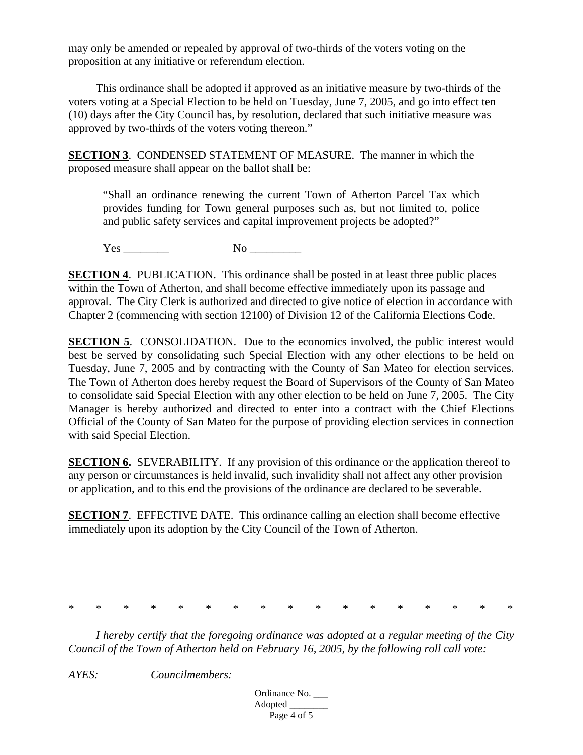may only be amended or repealed by approval of two-thirds of the voters voting on the proposition at any initiative or referendum election.

This ordinance shall be adopted if approved as an initiative measure by two-thirds of the voters voting at a Special Election to be held on Tuesday, June 7, 2005, and go into effect ten (10) days after the City Council has, by resolution, declared that such initiative measure was approved by two-thirds of the voters voting thereon."

**SECTION 3**. CONDENSED STATEMENT OF MEASURE. The manner in which the proposed measure shall appear on the ballot shall be:

> "Shall an ordinance renewing the current Town of Atherton Parcel Tax which provides funding for Town general purposes such as, but not limited to, police and public safety services and capital improvement projects be adopted?"
>
> Yes ________ No _________

**SECTION 4**. PUBLICATION. This ordinance shall be posted in at least three public places within the Town of Atherton, and shall become effective immediately upon its passage and approval. The City Clerk is authorized and directed to give notice of election in accordance with Chapter 2 (commencing with section 12100) of Division 12 of the California Elections Code.

**SECTION 5**. CONSOLIDATION. Due to the economics involved, the public interest would best be served by consolidating such Special Election with any other elections to be held on Tuesday, June 7, 2005 and by contracting with the County of San Mateo for election services. The Town of Atherton does hereby request the Board of Supervisors of the County of San Mateo to consolidate said Special Election with any other election to be held on June 7, 2005. The City Manager is hereby authorized and directed to enter into a contract with the Chief Elections Official of the County of San Mateo for the purpose of providing election services in connection with said Special Election.

**SECTION 6.** SEVERABILITY. If any provision of this ordinance or the application thereof to any person or circumstances is held invalid, such invalidity shall not affect any other provision or application, and to this end the provisions of the ordinance are declared to be severable.

**SECTION 7**. EFFECTIVE DATE. This ordinance calling an election shall become effective immediately upon its adoption by the City Council of the Town of Atherton.

* * * * * * * * * * * * * * * * *

*I hereby certify that the foregoing ordinance was adopted at a regular meeting of the City Council of the Town of Atherton held on February 16, 2005, by the following roll call vote:*

*AYES:* *Councilmembers:*

Ordinance No. ___
Adopted ________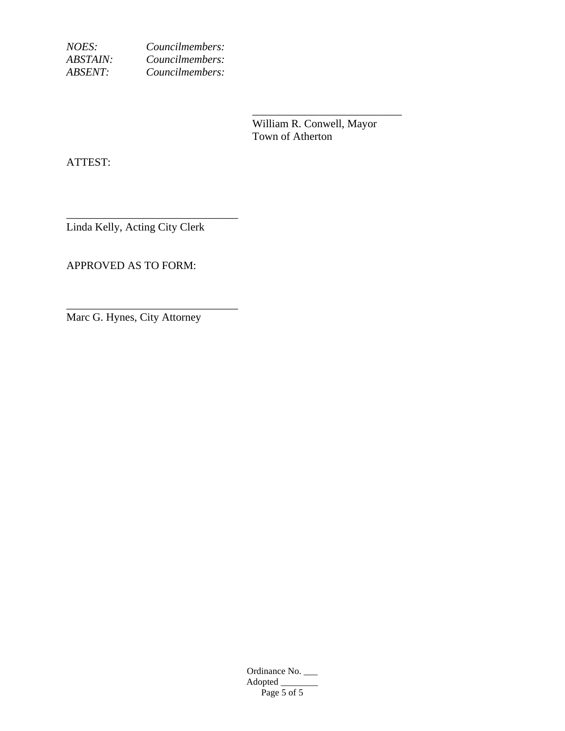*NOES:* *Councilmembers:*
*ABSTAIN:* *Councilmembers:*
*ABSTAIN:* *Councilmembers:*

_____________________________
William R. Conwell, Mayor
Town of Atherton

ATTEST:

_________________________________
Linda Kelly, Acting City Clerk

APPROVED AS TO FORM:

_________________________________
Marc G. Hynes, City Attorney

Ordinance No. ___
Adopted ________

*NOES:* *Councilmembers:*
*ABSTAIN:* *Councilmembers:*
*ABSENT:* *Councilmembers:*

_____________________________
William R. Conwell, Mayor
Town of Atherton

ATTEST:

_________________________________
Linda Kelly, Acting City Clerk

APPROVED AS TO FORM:

_________________________________
Marc G. Hynes, City Attorney

Ordinance No. ___
Adopted ________